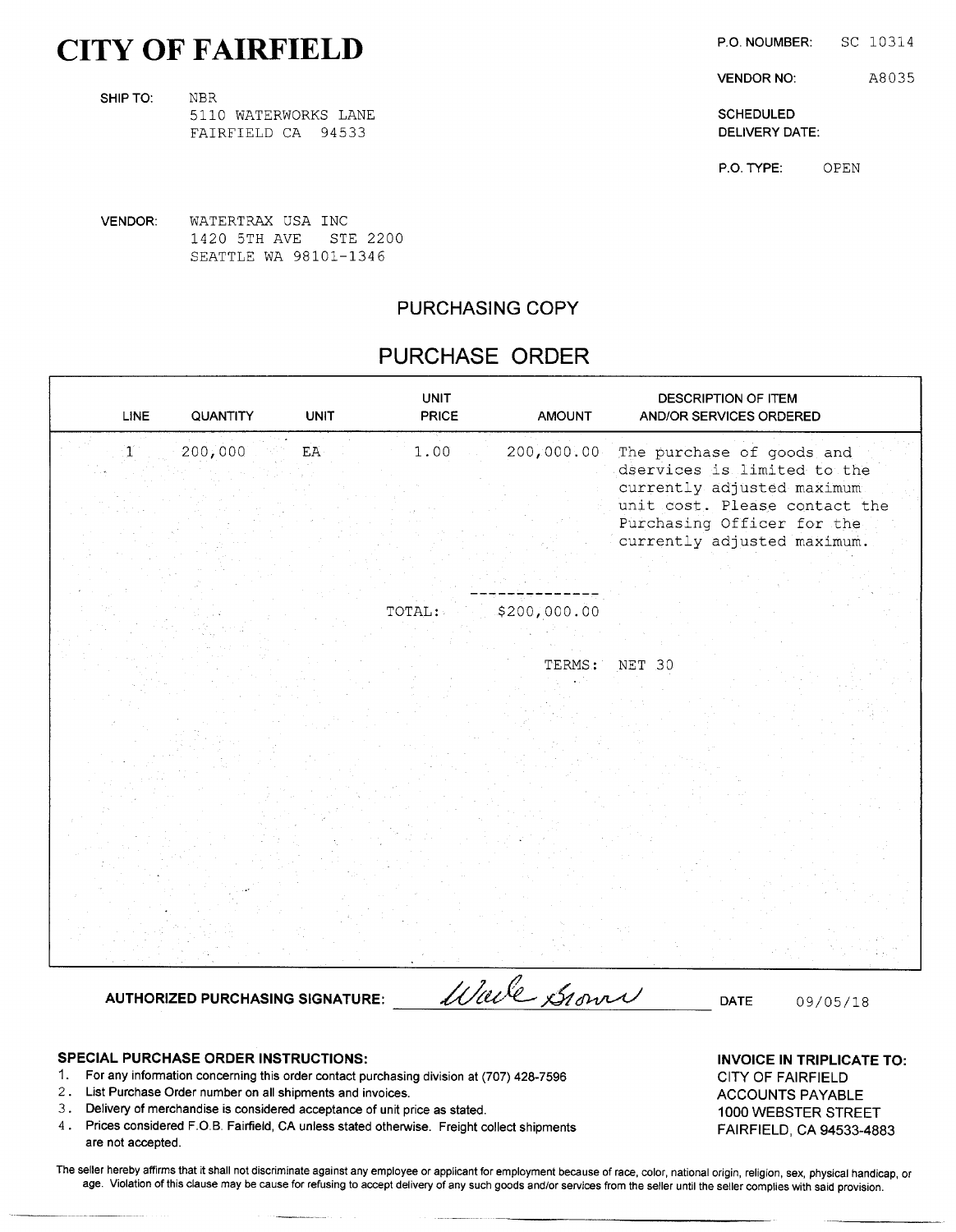# CITY OF FAIRFIELD

P.O. NOUMBER: SC 10314

VENDOR NO: A8035

SCHEDULED DELIVERY DATE:

P.O. TYPE: OPEN

SHIP TO: NBR
5110 WATERWORKS LANE
FAIRFIELD CA 94533

VENDOR: WATERTRAX USA INC
1420 5TH AVE STE 2200
SEATTLE WA 98101-1346

## PURCHASING COPY

## PURCHASE ORDER

| LINE | QUANTITY | UNIT | UNIT PRICE | AMOUNT | DESCRIPTION OF ITEM AND/OR SERVICES ORDERED |
|---|---|---|---|---|---|
| 1 | 200,000 | EA | 1.00 | 200,000.00 | The purchase of goods and dservices is limited to the currently adjusted maximum unit cost. Please contact the Purchasing Officer for the currently adjusted maximum. |
| | | | TOTAL: | $200,000.00 | |
| | | | | TERMS: | NET 30 |

AUTHORIZED PURCHASING SIGNATURE: *Wade Brown* DATE 09/05/18

**SPECIAL PURCHASE ORDER INSTRUCTIONS:**

1. For any information concerning this order contact purchasing division at (707) 428-7596
2. List Purchase Order number on all shipments and invoices.
3. Delivery of merchandise is considered acceptance of unit price as stated.
4. Prices considered F.O.B. Fairfield, CA unless stated otherwise. Freight collect shipments are not accepted.

**INVOICE IN TRIPLICATE TO:**
CITY OF FAIRFIELD
ACCOUNTS PAYABLE
1000 WEBSTER STREET
FAIRFIELD, CA 94533-4883

The seller hereby affirms that it shall not discriminate against any employee or applicant for employment because of race, color, national origin, religion, sex, physical handicap, or age. Violation of this clause may be cause for refusing to accept delivery of any such goods and/or services from the seller until the seller complies with said provision.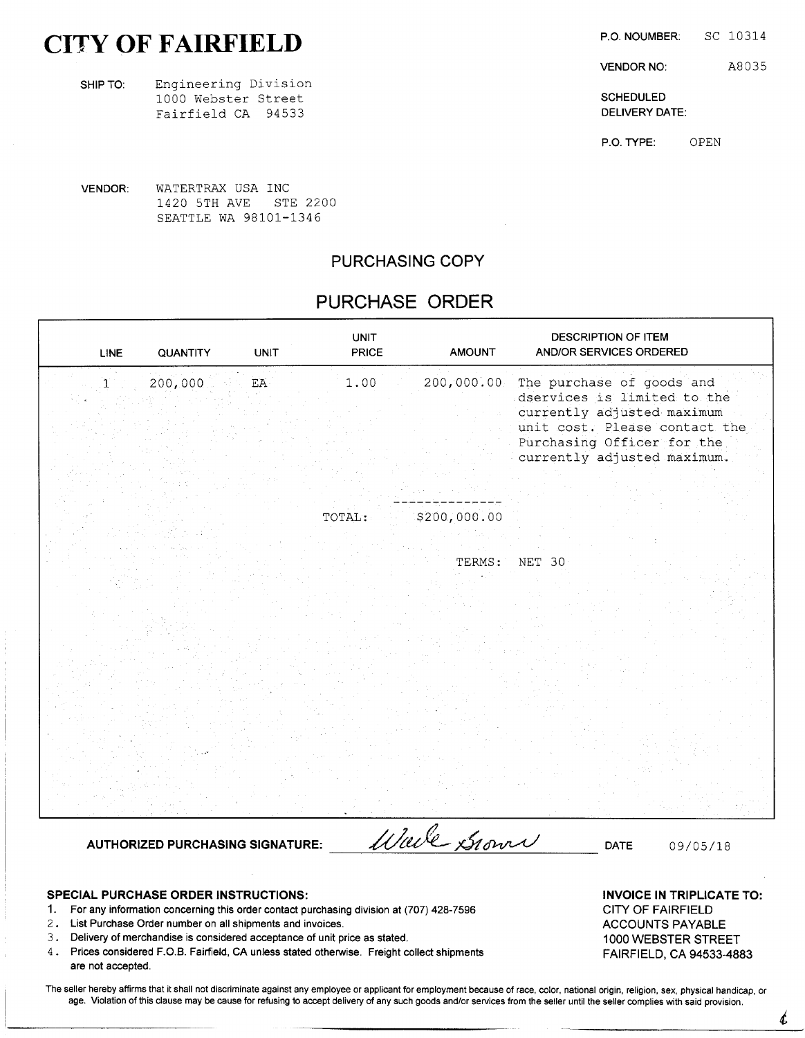# CITY OF FAIRFIELD

SHIP TO: Engineering Division
1000 Webster Street
Fairfield CA 94533

P.O. NOUMBER: SC 10314

VENDOR NO: A8035

SCHEDULED DELIVERY DATE:

P.O. TYPE: OPEN

VENDOR: WATERTRAX USA INC
1420 5TH AVE STE 2200
SEATTLE WA 98101-1346

## PURCHASING COPY

## PURCHASE ORDER

| LINE | QUANTITY | UNIT | UNIT PRICE | AMOUNT | DESCRIPTION OF ITEM AND/OR SERVICES ORDERED |
|---|---|---|---|---|---|
| 1 | 200,000 | EA | 1.00 | 200,000.00 | The purchase of goods and dservices is limited to the currently adjusted maximum unit cost. Please contact the Purchasing Officer for the currently adjusted maximum. |
| | | | TOTAL: | $200,000.00 | |
| | | | | TERMS: | NET 30 |

AUTHORIZED PURCHASING SIGNATURE: Wade Brown DATE 09/05/18

**SPECIAL PURCHASE ORDER INSTRUCTIONS:**

1. For any information concerning this order contact purchasing division at (707) 428-7596
2. List Purchase Order number on all shipments and invoices.
3. Delivery of merchandise is considered acceptance of unit price as stated.
4. Prices considered F.O.B. Fairfield, CA unless stated otherwise. Freight collect shipments are not accepted.

**INVOICE IN TRIPLICATE TO:**
CITY OF FAIRFIELD
ACCOUNTS PAYABLE
1000 WEBSTER STREET
FAIRFIELD, CA 94533-4883

The seller hereby affirms that it shall not discriminate against any employee or applicant for employment because of race, color, national origin, religion, sex, physical handicap, or age. Violation of this clause may be cause for refusing to accept delivery of any such goods and/or services from the seller until the seller complies with said provision.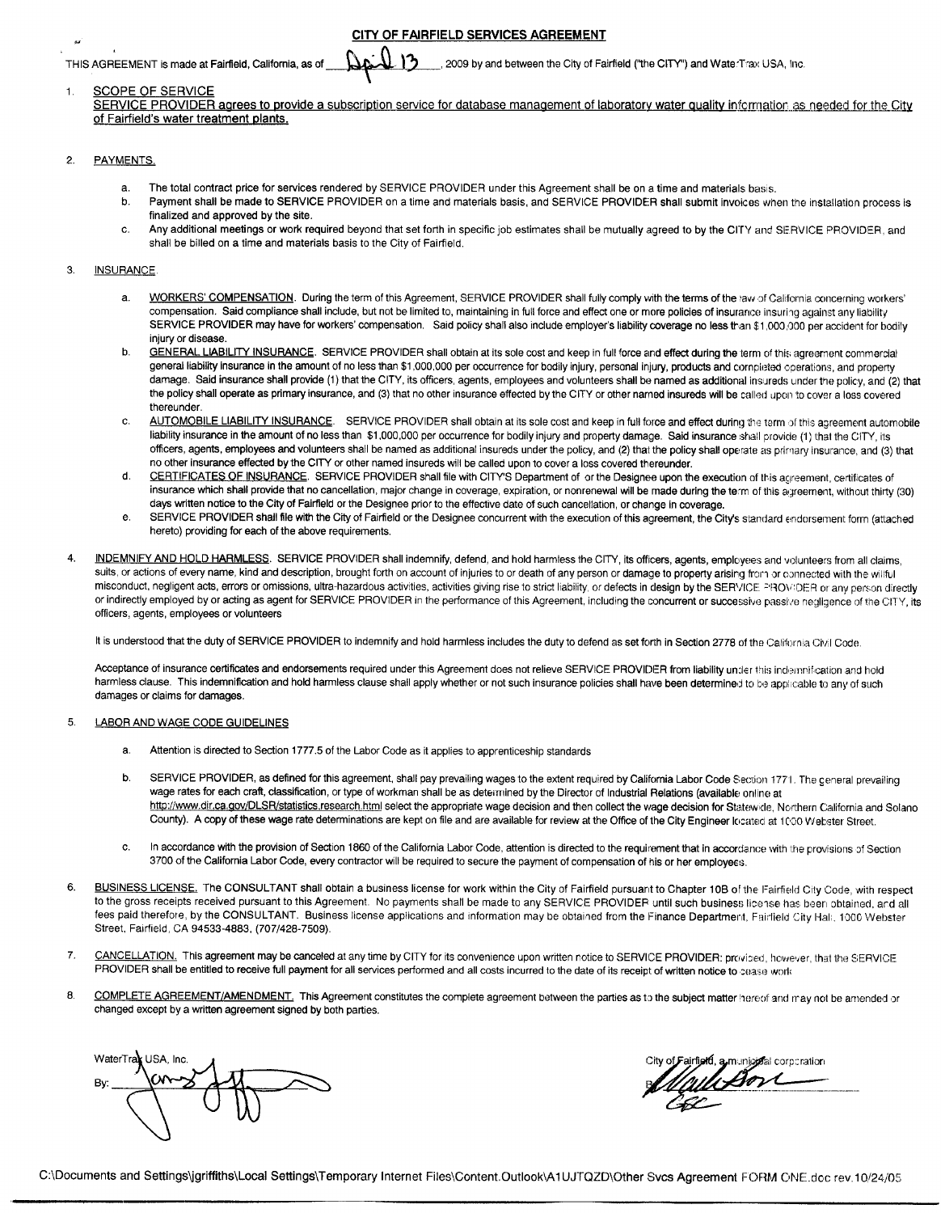# CITY OF FAIRFIELD SERVICES AGREEMENT

THIS AGREEMENT is made at Fairfield, California, as of April 13, 2009 by and between the City of Fairfield ("the CITY") and WaterTrax USA, Inc.

1. SCOPE OF SERVICE
   SERVICE PROVIDER agrees to provide a subscription service for database management of laboratory water quality information as needed for the City of Fairfield's water treatment plants.

2. PAYMENTS.

   a. The total contract price for services rendered by SERVICE PROVIDER under this Agreement shall be on a time and materials basis.
   b. Payment shall be made to SERVICE PROVIDER on a time and materials basis, and SERVICE PROVIDER shall submit invoices when the installation process is finalized and approved by the site.
   c. Any additional meetings or work required beyond that set forth in specific job estimates shall be mutually agreed to by the CITY and SERVICE PROVIDER, and shall be billed on a time and materials basis to the City of Fairfield.

3. INSURANCE.

   a. WORKERS' COMPENSATION. During the term of this Agreement, SERVICE PROVIDER shall fully comply with the terms of the law of California concerning workers' compensation. Said compliance shall include, but not be limited to, maintaining in full force and effect one or more policies of insurance insuring against any liability SERVICE PROVIDER may have for workers' compensation. Said policy shall also include employer's liability coverage no less than $1,000,000 per accident for bodily injury or disease.
   b. GENERAL LIABILITY INSURANCE. SERVICE PROVIDER shall obtain at its sole cost and keep in full force and effect during the term of this agreement commercial general liability insurance in the amount of no less than $1,000,000 per occurrence for bodily injury, personal injury, products and completed operations, and property damage. Said insurance shall provide (1) that the CITY, its officers, agents, employees and volunteers shall be named as additional insureds under the policy, and (2) that the policy shall operate as primary insurance, and (3) that no other insurance effected by the CITY or other named insureds will be called upon to cover a loss covered thereunder.
   c. AUTOMOBILE LIABILITY INSURANCE. SERVICE PROVIDER shall obtain at its sole cost and keep in full force and effect during the term of this agreement automobile liability insurance in the amount of no less than $1,000,000 per occurrence for bodily injury and property damage. Said insurance shall provide (1) that the CITY, its officers, agents, employees and volunteers shall be named as additional insureds under the policy, and (2) that the policy shall operate as primary insurance, and (3) that no other insurance effected by the CITY or other named insureds will be called upon to cover a loss covered thereunder.
   d. CERTIFICATES OF INSURANCE. SERVICE PROVIDER shall file with CITY'S Department of or the Designee upon the execution of this agreement, certificates of insurance which shall provide that no cancellation, major change in coverage, expiration, or nonrenewal will be made during the term of this agreement, without thirty (30) days written notice to the City of Fairfield or the Designee prior to the effective date of such cancellation, or change in coverage.
   e. SERVICE PROVIDER shall file with the City of Fairfield or the Designee concurrent with the execution of this agreement, the City's standard endorsement form (attached hereto) providing for each of the above requirements.

4. INDEMNIFY AND HOLD HARMLESS. SERVICE PROVIDER shall indemnify, defend, and hold harmless the CITY, its officers, agents, employees and volunteers from all claims, suits, or actions of every name, kind and description, brought forth on account of injuries to or death of any person or damage to property arising from or connected with the willful misconduct, negligent acts, errors or omissions, ultra-hazardous activities, activities giving rise to strict liability, or defects in design by the SERVICE PROVIDER or any person directly or indirectly employed by or acting as agent for SERVICE PROVIDER in the performance of this Agreement, including the concurrent or successive passive negligence of the CITY, its officers, agents, employees or volunteers

   It is understood that the duty of SERVICE PROVIDER to indemnify and hold harmless includes the duty to defend as set forth in Section 2778 of the California Civil Code.

   Acceptance of insurance certificates and endorsements required under this Agreement does not relieve SERVICE PROVIDER from liability under this indemnification and hold harmless clause. This indemnification and hold harmless clause shall apply whether or not such insurance policies shall have been determined to be applicable to any of such damages or claims for damages.

5. LABOR AND WAGE CODE GUIDELINES

   a. Attention is directed to Section 1777.5 of the Labor Code as it applies to apprenticeship standards

   b. SERVICE PROVIDER, as defined for this agreement, shall pay prevailing wages to the extent required by California Labor Code Section 1771. The general prevailing wage rates for each craft, classification, or type of workman shall be as determined by the Director of Industrial Relations (available online at http://www.dir.ca.gov/DLSR/statistics.research.html select the appropriate wage decision and then collect the wage decision for Statewide, Northern California and Solano County). A copy of these wage rate determinations are kept on file and are available for review at the Office of the City Engineer located at 1000 Webster Street.

   c. In accordance with the provision of Section 1860 of the California Labor Code, attention is directed to the requirement that in accordance with the provisions of Section 3700 of the California Labor Code, every contractor will be required to secure the payment of compensation of his or her employees.

6. BUSINESS LICENSE. The CONSULTANT shall obtain a business license for work within the City of Fairfield pursuant to Chapter 10B of the Fairfield City Code, with respect to the gross receipts received pursuant to this Agreement. No payments shall be made to any SERVICE PROVIDER until such business license has been obtained, and all fees paid therefore, by the CONSULTANT. Business license applications and information may be obtained from the Finance Department, Fairfield City Hall, 1000 Webster Street, Fairfield, CA 94533-4883, (707/428-7509).

7. CANCELLATION. This agreement may be canceled at any time by CITY for its convenience upon written notice to SERVICE PROVIDER; provided, however, that the SERVICE PROVIDER shall be entitled to receive full payment for all services performed and all costs incurred to the date of its receipt of written notice to cease work

8. COMPLETE AGREEMENT/AMENDMENT. This Agreement constitutes the complete agreement between the parties as to the subject matter hereof and may not be amended or changed except by a written agreement signed by both parties.

WaterTrax USA, Inc.
By: [signature]

City of Fairfield, a municipal corporation
By: [signature]

C:\Documents and Settings\jgriffiths\Local Settings\Temporary Internet Files\Content.Outlook\A1UJTQZD\Other Svcs Agreement FORM ONE.doc rev.10/24/05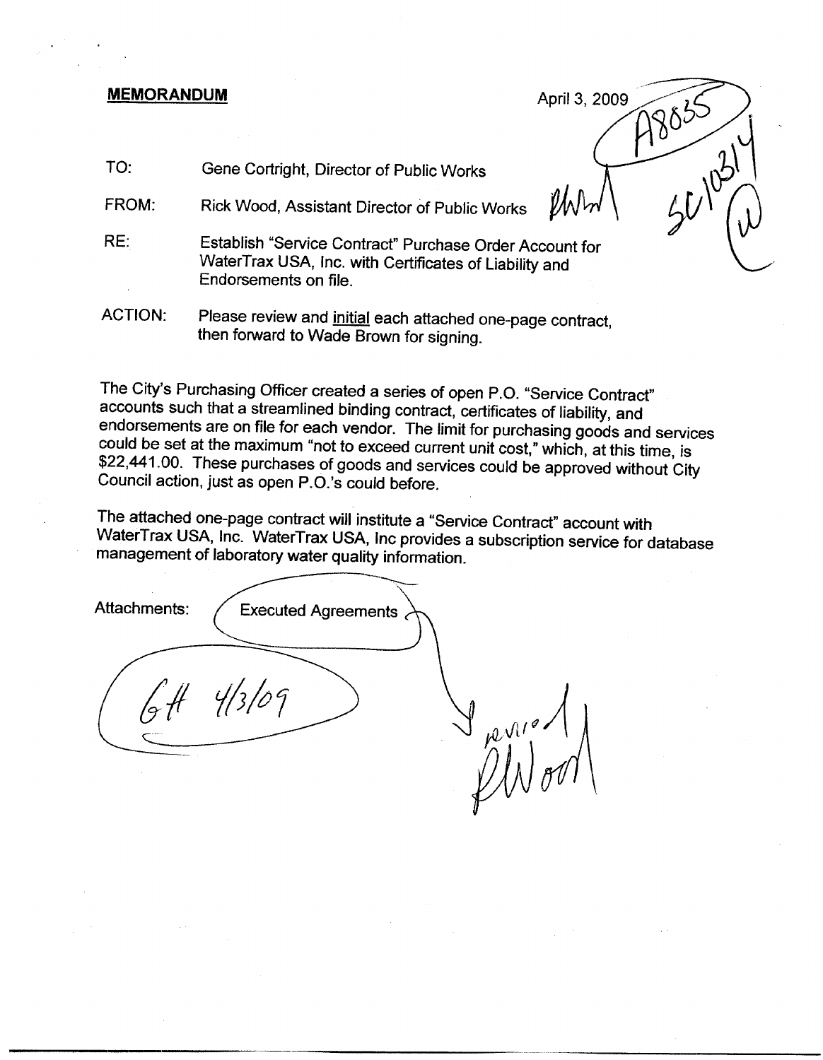**MEMORANDUM**

April 3, 2009

A8835

SC10314

TO: Gene Cortright, Director of Public Works

FROM: Rick Wood, Assistant Director of Public Works RWW

RE: Establish "Service Contract" Purchase Order Account for WaterTrax USA, Inc. with Certificates of Liability and Endorsements on file.

ACTION: Please review and initial each attached one-page contract, then forward to Wade Brown for signing.

The City's Purchasing Officer created a series of open P.O. "Service Contract" accounts such that a streamlined binding contract, certificates of liability, and endorsements are on file for each vendor. The limit for purchasing goods and services could be set at the maximum "not to exceed current unit cost," which, at this time, is $22,441.00. These purchases of goods and services could be approved without City Council action, just as open P.O.'s could before.

The attached one-page contract will institute a "Service Contract" account with WaterTrax USA, Inc. WaterTrax USA, Inc provides a subscription service for database management of laboratory water quality information.

Attachments: Executed Agreements

GH 4/3/09

revised
RWood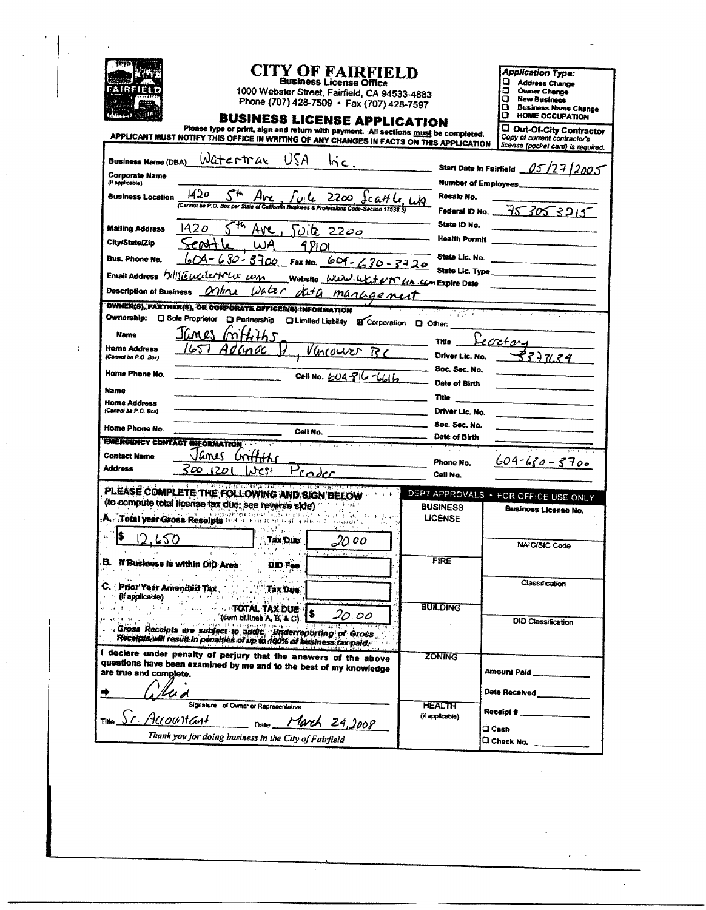# CITY OF FAIRFIELD

**Business License Office**
1000 Webster Street, Fairfield, CA 94533-4883
Phone (707) 428-7509 • Fax (707) 428-7597

## BUSINESS LICENSE APPLICATION

Please type or print, sign and return with payment. All sections **must** be completed.
**APPLICANT MUST NOTIFY THIS OFFICE IN WRITING OF ANY CHANGES IN FACTS ON THIS APPLICATION**

***Application Type:***
- ☐ Address Change
- ☐ Owner Change
- ☐ New Business
- ☐ Business Name Change
- ☐ HOME OCCUPATION
- ☐ **Out-Of-City Contractor** *Copy of current contractor's license (pocket card) is required.*

**Business Name (DBA)** Watertrax USA Inc. **Start Date in Fairfield** 05/27/2005

**Corporate Name** (if applicable) **Number of Employees**

**Business Location** 1420 5th Ave, Suite 2200, Seattle, WA **Resale No.**
(Cannot be P.O. Box per State of California Business & Professions Code-Section 17538.5)

**Federal ID No.** 75 305 3215

**Mailing Address** 1420 5th Ave, Suite 2200 **State ID No.**

**City/State/Zip** Seattle, WA 98101 **Health Permit**

**Bus. Phone No.** 604-630-3700 **Fax No.** 604-630-3720 **State Lic. No.**

**State Lic. Type**

**Email Address** bills@watertrax.com **Website** www.watertrax.com **Expire Date**

**Description of Business** Online water data management

**OWNER(S), PARTNER(S), OR CORPORATE OFFICER(S) INFORMATION**

**Ownership:** ☐ Sole Proprietor ☐ Partnership ☐ Limited Liability ☑ Corporation ☐ Other:

**Name** James Griffiths **Title** Secretary

**Home Address** (Cannot be P.O. Box) 1651 Adanac St, Vancouver BC **Driver Lic. No.** 3373234

**Soc. Sec. No.**

**Home Phone No.** **Cell No.** 604-816-6616 **Date of Birth**

**Name** **Title**

**Home Address** (Cannot be P.O. Box) **Driver Lic. No.**

**Home Phone No.** **Cell No.** **Soc. Sec. No.**

**Date of Birth**

**EMERGENCY CONTACT INFORMATION**

**Contact Name** James Griffiths **Phone No.** 604-630-3700

**Address** 300, 1201 West Pender **Cell No.**

**PLEASE COMPLETE THE FOLLOWING AND SIGN BELOW**
(to compute total license tax due, see reverse side)

**A. Total year Gross Receipts** $ 12,650 **Tax Due** 20 00

**B. If Business is within DID Area** **DID Fee**

**C. Prior Year Amended Tax** (if applicable) **Tax Due**

**TOTAL TAX DUE** (sum of lines A, B, & C) $ 20 00

*Gross Receipts are subject to audit. Underreporting of Gross Receipts will result in penalties of up to 100% of business tax paid.*

I declare under penalty of perjury that the answers of the above questions have been examined by me and to the best of my knowledge are true and complete.

➡ [signature]
Signature of Owner or Representative

**Title** Sr. Accountant **Date** March 24, 2008

*Thank you for doing business in the City of Fairfield*

**DEPT APPROVALS • FOR OFFICE USE ONLY**

| | |
|---|---|
| BUSINESS LICENSE | Business License No. |
| | NAIC/SIC Code |
| FIRE | Classification |
| BUILDING | DID Classification |
| ZONING | Amount Paid |
| | Date Received |
| HEALTH (if applicable) | Receipt # |
| | ☐ Cash |
| | ☐ Check No. |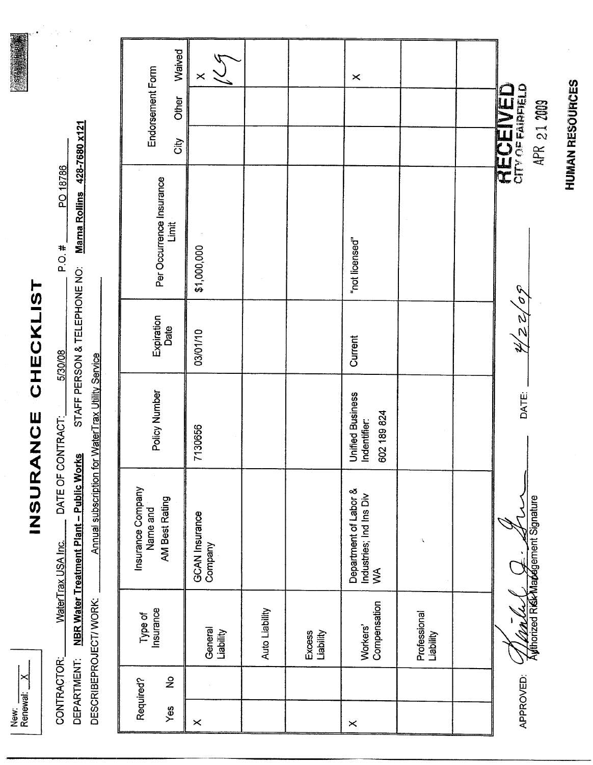New: 
Renewal: X

# INSURANCE CHECKLIST

CONTRACTOR: WaterTrax USA Inc. DATE OF CONTRACT: 5/30/08 P.O.# PO 18786

DEPARTMENT: **NBR Water Treatment Plant – Public Works** STAFF PERSON & TELEPHONE NO: **Marna Rollins 428-7680 x121**

DESCRIBEPROJECT/ WORK: Annual subscription for WaterTrax Utility Service

| Required? Yes | Required? No | Type of Insurance | Insurance Company Name and AM Best Rating | Policy Number | Expiration Date | Per Occurrence Insurance Limit | Endorsement Form City | Endorsement Form Other | Endorsement Form Waived |
|---|---|---|---|---|---|---|---|---|---|
| X | | General Liability | GCAN Insurance Company | 7130656 | 03/01/10 | $1,000,000 | | | X KG |
| | | Auto Liability | | | | | | | |
| | | Excess Liability | | | | | | | |
| X | | Workers' Compensation | Department of Labor & Industries; Ind Ins Div WA | Unified Business Indentifier: 602 189 824 | Current | "not licensed" | | | X |
| | | Professional Liability | | | | | | | |
| | | | | | | | | | |

APPROVED: [signature] Authorized Risk Management Signature DATE: 4/22/09

RECEIVED
CITY OF FAIRFIELD
APR 21 2009
HUMAN RESOURCES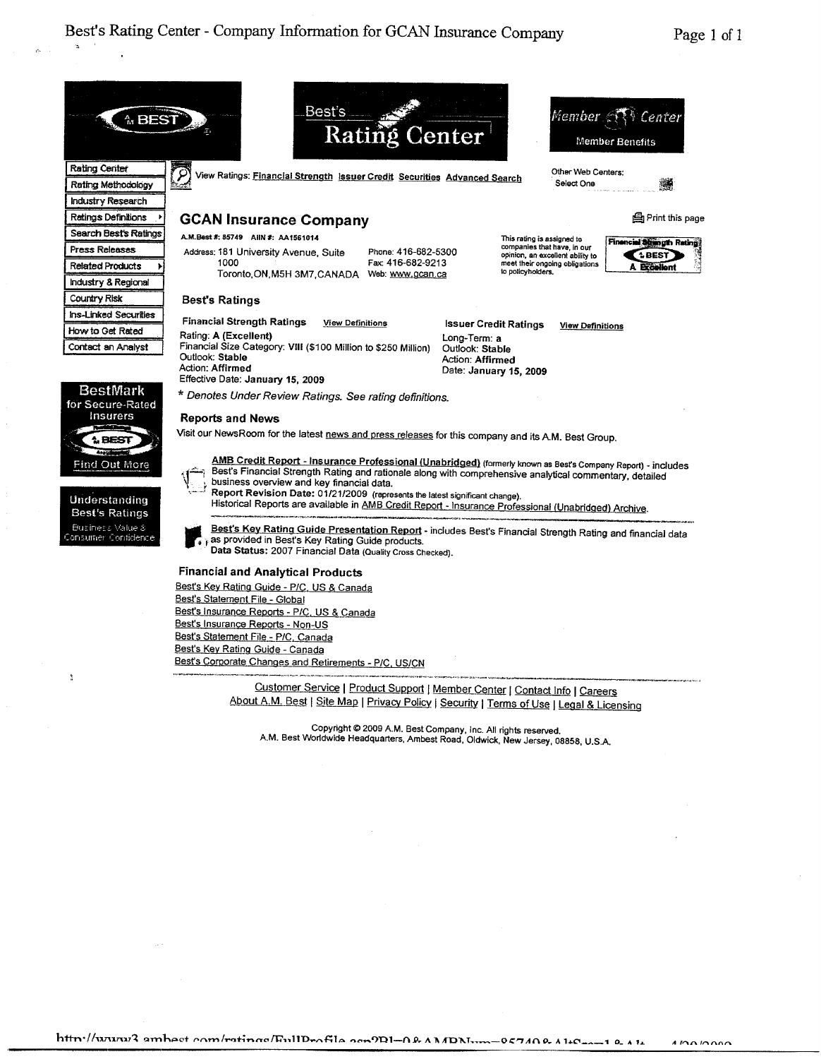Best's Rating Center

Member Center

Member Benefits

- Rating Center
- Rating Methodology
- Industry Research
- Ratings Definitions
- Search Best's Ratings
- Press Releases
- Related Products
- Industry & Regional
- Country Risk
- Ins-Linked Securities
- How to Get Rated
- Contact an Analyst

View Ratings: Financial Strength Issuer Credit Securities Advanced Search

Other Web Centers: Select One

Print this page

# GCAN Insurance Company

A.M.Best #: 85749 AIIN #: AA1561014

Address: 181 University Avenue, Suite 1000
Toronto,ON,M5H 3M7,CANADA

Phone: 416-682-5300
Fax: 416-682-9213
Web: www.gcan.ca

This rating is assigned to companies that have, in our opinion, an excellent ability to meet their ongoing obligations to policyholders.

Financial Strength Rating A Excellent

## Best's Ratings

**Financial Strength Ratings** View Definitions

Rating: **A (Excellent)**
Financial Size Category: **VIII ($100 Million to $250 Million)**
Outlook: **Stable**
Action: **Affirmed**
Effective Date: **January 15, 2009**

**Issuer Credit Ratings** View Definitions

Long-Term: **a**
Outlook: **Stable**
Action: **Affirmed**
Date: **January 15, 2009**

*\* Denotes Under Review Ratings. See rating definitions.*

## Reports and News

Visit our NewsRoom for the latest news and press releases for this company and its A.M. Best Group.

**AMB Credit Report - Insurance Professional (Unabridged)** (formerly known as Best's Company Report) - includes Best's Financial Strength Rating and rationale along with comprehensive analytical commentary, detailed business overview and key financial data.
**Report Revision Date:** 01/21/2009 (represents the latest significant change).
Historical Reports are available in AMB Credit Report - Insurance Professional (Unabridged) Archive.

**Best's Key Rating Guide Presentation Report** - includes Best's Financial Strength Rating and financial data as provided in Best's Key Rating Guide products.
**Data Status:** 2007 Financial Data (Quality Cross Checked).

## Financial and Analytical Products

- Best's Key Rating Guide - P/C, US & Canada
- Best's Statement File - Global
- Best's Insurance Reports - P/C, US & Canada
- Best's Insurance Reports - Non-US
- Best's Statement File - P/C, Canada
- Best's Key Rating Guide - Canada
- Best's Corporate Changes and Retirements - P/C, US/CN

BestMark for Secure-Rated Insurers — Find Out More

Understanding Best's Ratings — Business Value & Consumer Confidence

Customer Service | Product Support | Member Center | Contact Info | Careers
About A.M. Best | Site Map | Privacy Policy | Security | Terms of Use | Legal & Licensing

Copyright © 2009 A.M. Best Company, Inc. All rights reserved.
A.M. Best Worldwide Headquarters, Ambest Road, Oldwick, New Jersey, 08858, U.S.A.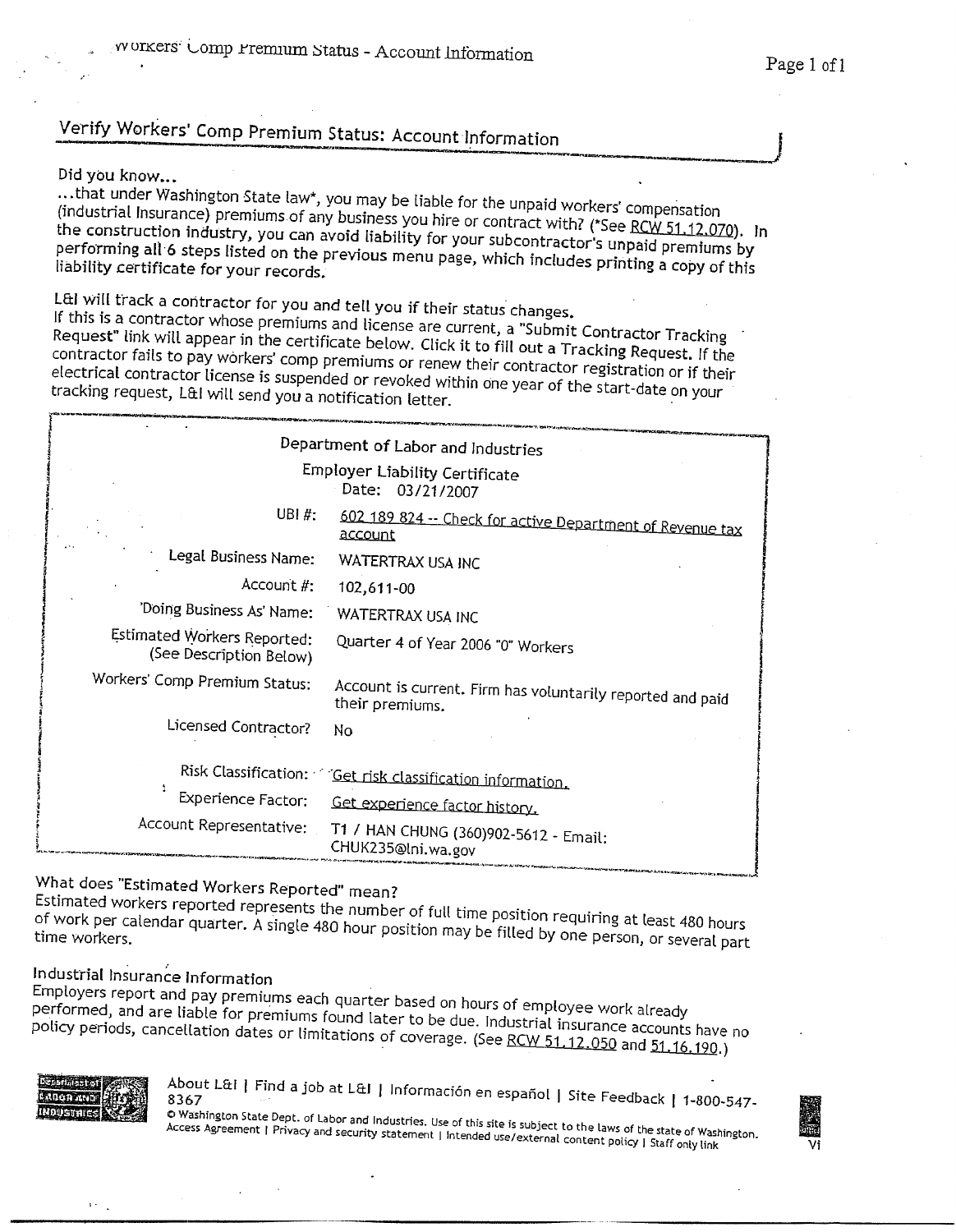## Verify Workers' Comp Premium Status: Account Information

Did you know...
...that under Washington State law*, you may be liable for the unpaid workers' compensation (industrial insurance) premiums of any business you hire or contract with? (*See RCW 51.12.070). In the construction industry, you can avoid liability for your subcontractor's unpaid premiums by performing all 6 steps listed on the previous menu page, which includes printing a copy of this liability certificate for your records.

L&I will track a contractor for you and tell you if their status changes.
If this is a contractor whose premiums and license are current, a "Submit Contractor Tracking Request" link will appear in the certificate below. Click it to fill out a Tracking Request. If the contractor fails to pay workers' comp premiums or renew their contractor registration or if their electrical contractor license is suspended or revoked within one year of the start-date on your tracking request, L&I will send you a notification letter.

**Department of Labor and Industries**

**Employer Liability Certificate**
Date: 03/21/2007

| | |
|---|---|
| UBI #: | 602 189 824 -- Check for active Department of Revenue tax account |
| Legal Business Name: | WATERTRAX USA INC |
| Account #: | 102,611-00 |
| 'Doing Business As' Name: | WATERTRAX USA INC |
| Estimated Workers Reported: (See Description Below) | Quarter 4 of Year 2006 "0" Workers |
| Workers' Comp Premium Status: | Account is current. Firm has voluntarily reported and paid their premiums. |
| Licensed Contractor? | No |
| Risk Classification: | Get risk classification information. |
| Experience Factor: | Get experience factor history. |
| Account Representative: | T1 / HAN CHUNG (360)902-5612 - Email: CHUK235@lni.wa.gov |

### What does "Estimated Workers Reported" mean?

Estimated workers reported represents the number of full time position requiring at least 480 hours of work per calendar quarter. A single 480 hour position may be filled by one person, or several part time workers.

### Industrial Insurance Information

Employers report and pay premiums each quarter based on hours of employee work already performed, and are liable for premiums found later to be due. Industrial insurance accounts have no policy periods, cancellation dates or limitations of coverage. (See RCW 51.12.050 and 51.16.190.)

About L&I | Find a job at L&I | Información en español | Site Feedback | 1-800-547-8367

© Washington State Dept. of Labor and Industries. Use of this site is subject to the laws of the state of Washington. Access Agreement | Privacy and security statement | Intended use/external content policy | Staff only link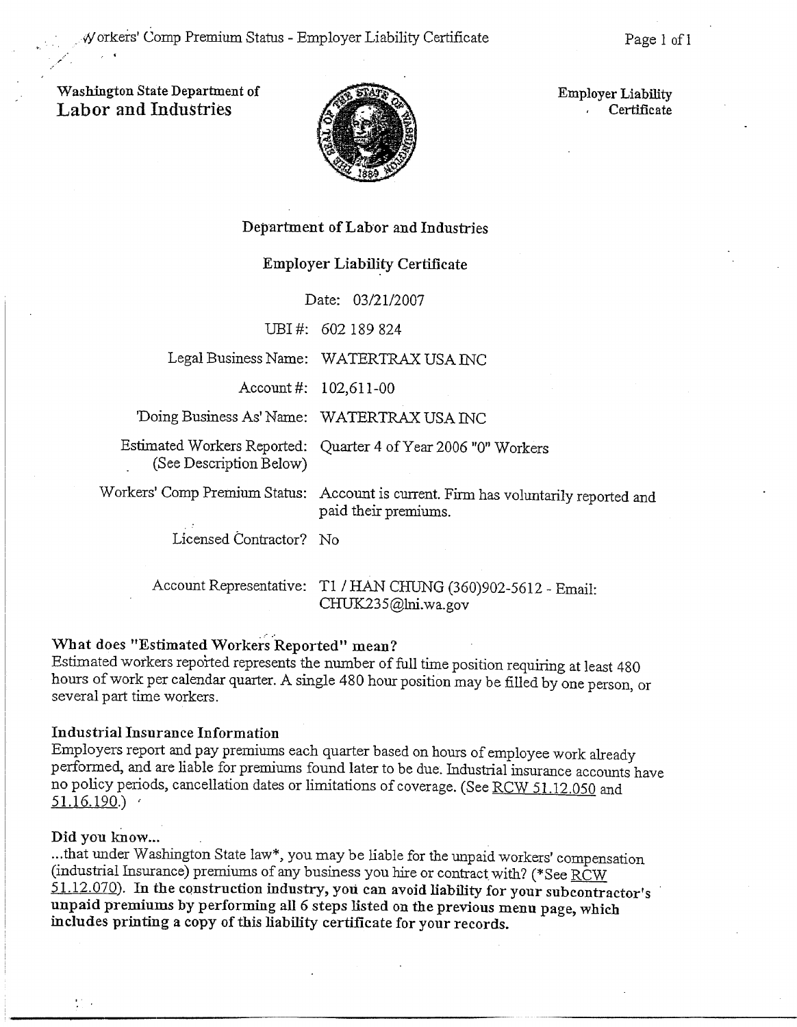Washington State Department of
**Labor and Industries**

Employer Liability Certificate

## Department of Labor and Industries

## Employer Liability Certificate

| | |
|---|---|
| Date: | 03/21/2007 |
| UBI #: | 602 189 824 |
| Legal Business Name: | WATERTRAX USA INC |
| Account #: | 102,611-00 |
| 'Doing Business As' Name: | WATERTRAX USA INC |
| Estimated Workers Reported: (See Description Below) | Quarter 4 of Year 2006 "0" Workers |
| Workers' Comp Premium Status: | Account is current. Firm has voluntarily reported and paid their premiums. |
| Licensed Contractor? | No |
| Account Representative: | T1 / HAN CHUNG (360)902-5612 - Email: CHUK235@lni.wa.gov |

### What does "Estimated Workers Reported" mean?

Estimated workers reported represents the number of full time position requiring at least 480 hours of work per calendar quarter. A single 480 hour position may be filled by one person, or several part time workers.

### Industrial Insurance Information

Employers report and pay premiums each quarter based on hours of employee work already performed, and are liable for premiums found later to be due. Industrial insurance accounts have no policy periods, cancellation dates or limitations of coverage. (See RCW 51.12.050 and 51.16.190.)

### Did you know...

...that under Washington State law*, you may be liable for the unpaid workers' compensation (industrial Insurance) premiums of any business you hire or contract with? (*See RCW 51.12.070). **In the construction industry, you can avoid liability for your subcontractor's unpaid premiums by performing all 6 steps listed on the previous menu page, which includes printing a copy of this liability certificate for your records.**